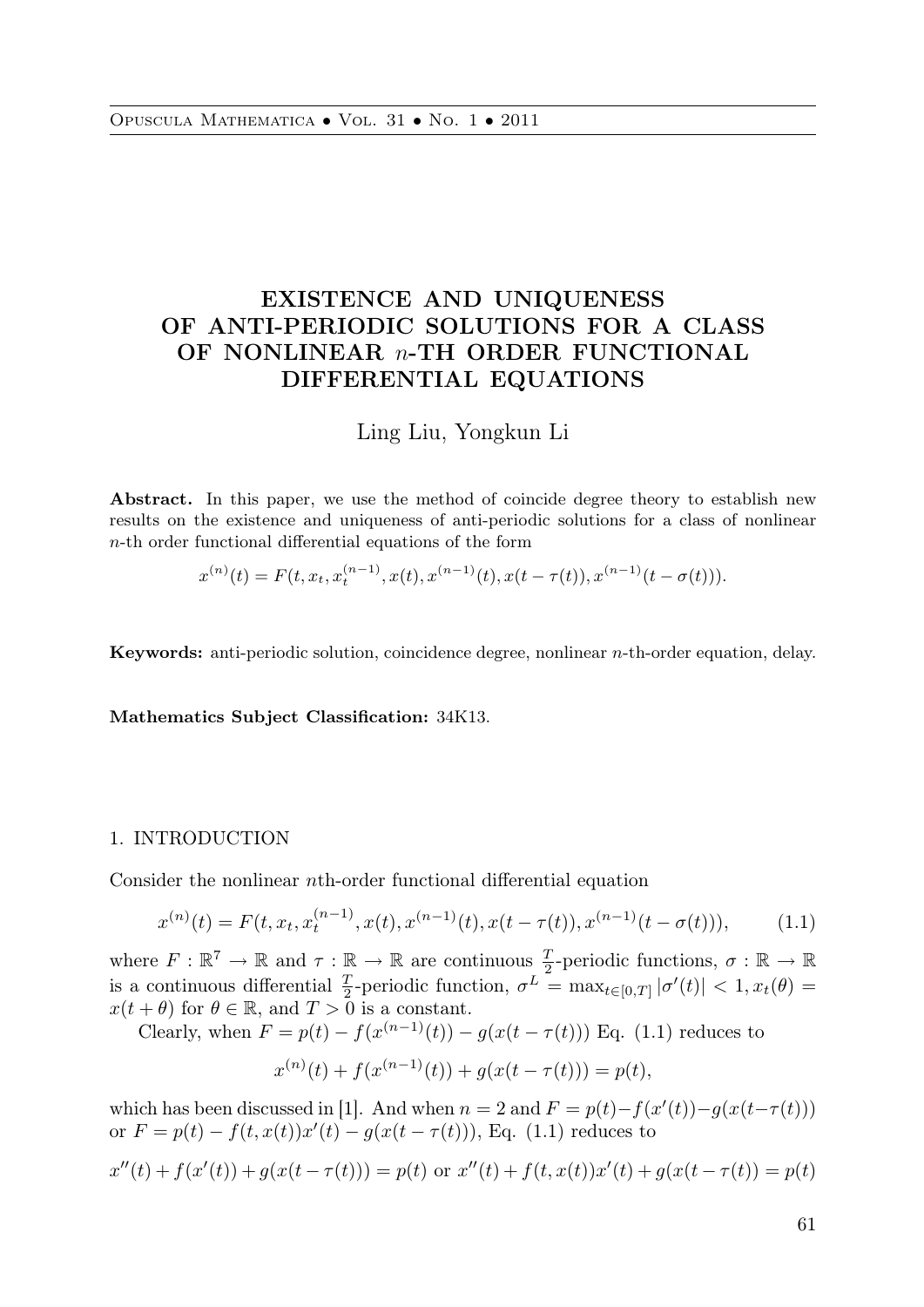# EXISTENCE AND UNIQUENESS OF ANTI-PERIODIC SOLUTIONS FOR A CLASS OF NONLINEAR $n$-TH ORDER FUNCTIONAL DIFFERENTIAL EQUATIONS

Ling Liu, Yongkun Li

**Abstract.** In this paper, we use the method of coincide degree theory to establish new results on the existence and uniqueness of anti-periodic solutions for a class of nonlinear $n$-th order functional differential equations of the form

$$x^{(n)}(t) = F(t, x_t, x_t^{(n-1)}, x(t), x^{(n-1)}(t), x(t-\tau(t)), x^{(n-1)}(t-\sigma(t))).$$

**Keywords:** anti-periodic solution, coincidence degree, nonlinear $n$-th-order equation, delay.

**Mathematics Subject Classification:** 34K13.

## 1. INTRODUCTION

Consider the nonlinear $n$th-order functional differential equation

$$x^{(n)}(t) = F(t, x_t, x_t^{(n-1)}, x(t), x^{(n-1)}(t), x(t-\tau(t)), x^{(n-1)}(t-\sigma(t))), \tag{1.1}$$

where $F : \mathbb{R}^7 \to \mathbb{R}$ and $\tau : \mathbb{R} \to \mathbb{R}$ are continuous $\frac{T}{2}$-periodic functions, $\sigma : \mathbb{R} \to \mathbb{R}$ is a continuous differential $\frac{T}{2}$-periodic function, $\sigma^L = \max_{t\in[0,T]} |\sigma'(t)| < 1, x_t(\theta) = x(t+\theta)$ for $\theta \in \mathbb{R}$, and $T > 0$ is a constant.

Clearly, when $F = p(t) - f(x^{(n-1)}(t)) - g(x(t-\tau(t)))$ Eq. (1.1) reduces to

$$x^{(n)}(t) + f(x^{(n-1)}(t)) + g(x(t-\tau(t))) = p(t),$$

which has been discussed in [1]. And when $n = 2$ and $F = p(t) - f(x'(t)) - g(x(t-\tau(t)))$ or $F = p(t) - f(t, x(t))x'(t) - g(x(t-\tau(t)))$, Eq. (1.1) reduces to

$$x''(t) + f(x'(t)) + g(x(t-\tau(t))) = p(t) \text{ or } x''(t) + f(t, x(t))x'(t) + g(x(t-\tau(t)) = p(t)$$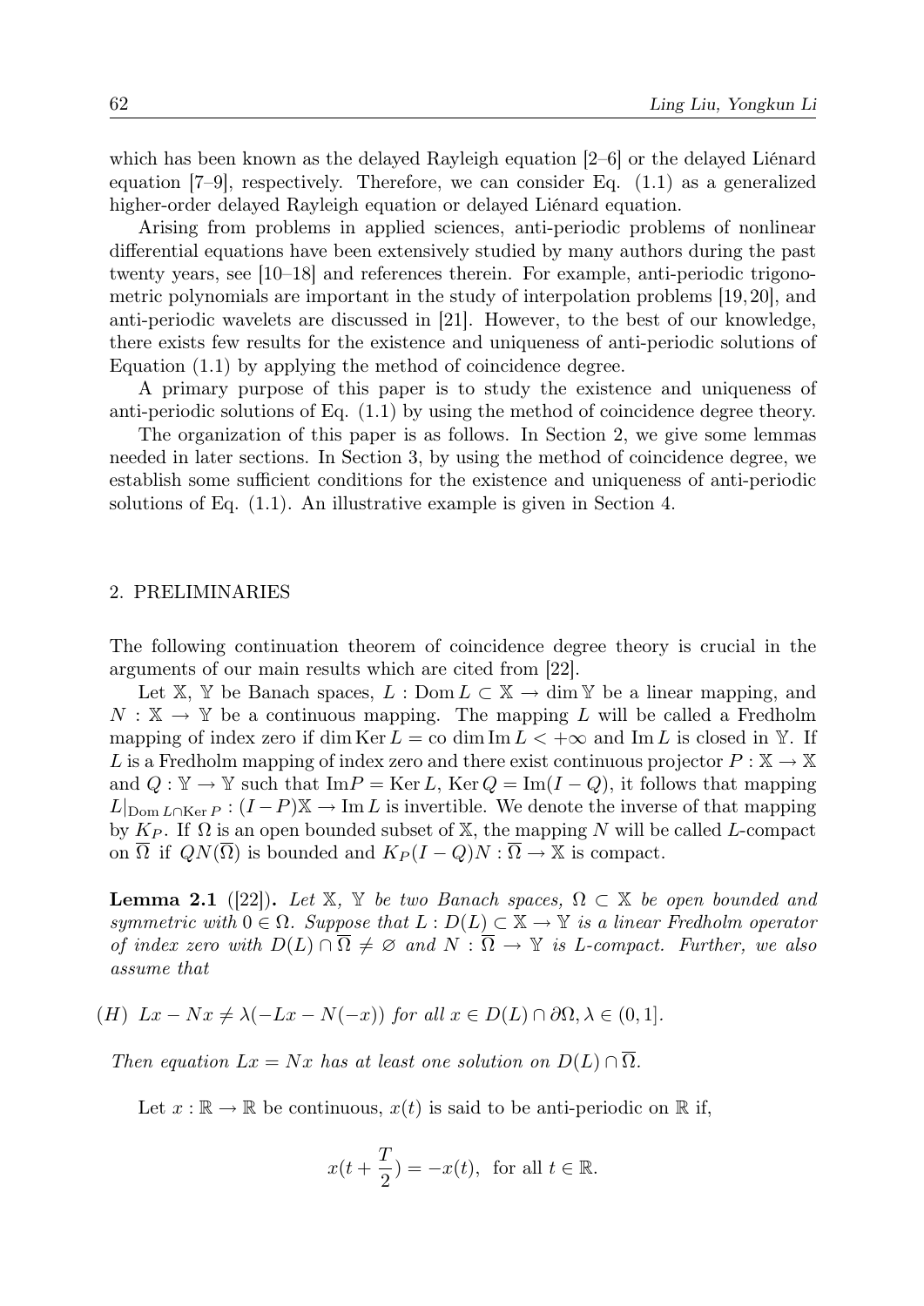which has been known as the delayed Rayleigh equation [2–6] or the delayed Liénard equation [7–9], respectively. Therefore, we can consider Eq. (1.1) as a generalized higher-order delayed Rayleigh equation or delayed Liénard equation.

Arising from problems in applied sciences, anti-periodic problems of nonlinear differential equations have been extensively studied by many authors during the past twenty years, see [10–18] and references therein. For example, anti-periodic trigonometric polynomials are important in the study of interpolation problems [19,20], and anti-periodic wavelets are discussed in [21]. However, to the best of our knowledge, there exists few results for the existence and uniqueness of anti-periodic solutions of Equation (1.1) by applying the method of coincidence degree.

A primary purpose of this paper is to study the existence and uniqueness of anti-periodic solutions of Eq. (1.1) by using the method of coincidence degree theory.

The organization of this paper is as follows. In Section 2, we give some lemmas needed in later sections. In Section 3, by using the method of coincidence degree, we establish some sufficient conditions for the existence and uniqueness of anti-periodic solutions of Eq. (1.1). An illustrative example is given in Section 4.

## 2. PRELIMINARIES

The following continuation theorem of coincidence degree theory is crucial in the arguments of our main results which are cited from [22].

Let $\mathbb{X}$, $\mathbb{Y}$ be Banach spaces, $L : \operatorname{Dom} L \subset \mathbb{X} \to \dim \mathbb{Y}$ be a linear mapping, and $N : \mathbb{X} \to \mathbb{Y}$ be a continuous mapping. The mapping $L$ will be called a Fredholm mapping of index zero if $\dim \operatorname{Ker} L = \operatorname{co} \dim \operatorname{Im} L < +\infty$ and $\operatorname{Im} L$ is closed in $\mathbb{Y}$. If $L$ is a Fredholm mapping of index zero and there exist continuous projector $P : \mathbb{X} \to \mathbb{X}$ and $Q : \mathbb{Y} \to \mathbb{Y}$ such that $\operatorname{Im} P = \operatorname{Ker} L$, $\operatorname{Ker} Q = \operatorname{Im}(I - Q)$, it follows that mapping $L|_{\operatorname{Dom} L \cap \operatorname{Ker} P} : (I - P)\mathbb{X} \to \operatorname{Im} L$ is invertible. We denote the inverse of that mapping by $K_P$. If $\Omega$ is an open bounded subset of $\mathbb{X}$, the mapping $N$ will be called $L$-compact on $\overline{\Omega}$ if $QN(\overline{\Omega})$ is bounded and $K_P(I - Q)N : \overline{\Omega} \to \mathbb{X}$ is compact.

**Lemma 2.1** ([22])**.** *Let $\mathbb{X}$, $\mathbb{Y}$ be two Banach spaces, $\Omega \subset \mathbb{X}$ be open bounded and symmetric with $0 \in \Omega$. Suppose that $L : D(L) \subset \mathbb{X} \to \mathbb{Y}$ is a linear Fredholm operator of index zero with $D(L) \cap \overline{\Omega} \neq \varnothing$ and $N : \overline{\Omega} \to \mathbb{Y}$ is $L$-compact. Further, we also assume that*

$(H)$ *$Lx - Nx \neq \lambda(-Lx - N(-x))$ for all $x \in D(L) \cap \partial\Omega, \lambda \in (0, 1]$.*

*Then equation $Lx = Nx$ has at least one solution on $D(L) \cap \overline{\Omega}$.*

Let $x : \mathbb{R} \to \mathbb{R}$ be continuous, $x(t)$ is said to be anti-periodic on $\mathbb{R}$ if,

$$x(t + \frac{T}{2}) = -x(t), \text{ for all } t \in \mathbb{R}.$$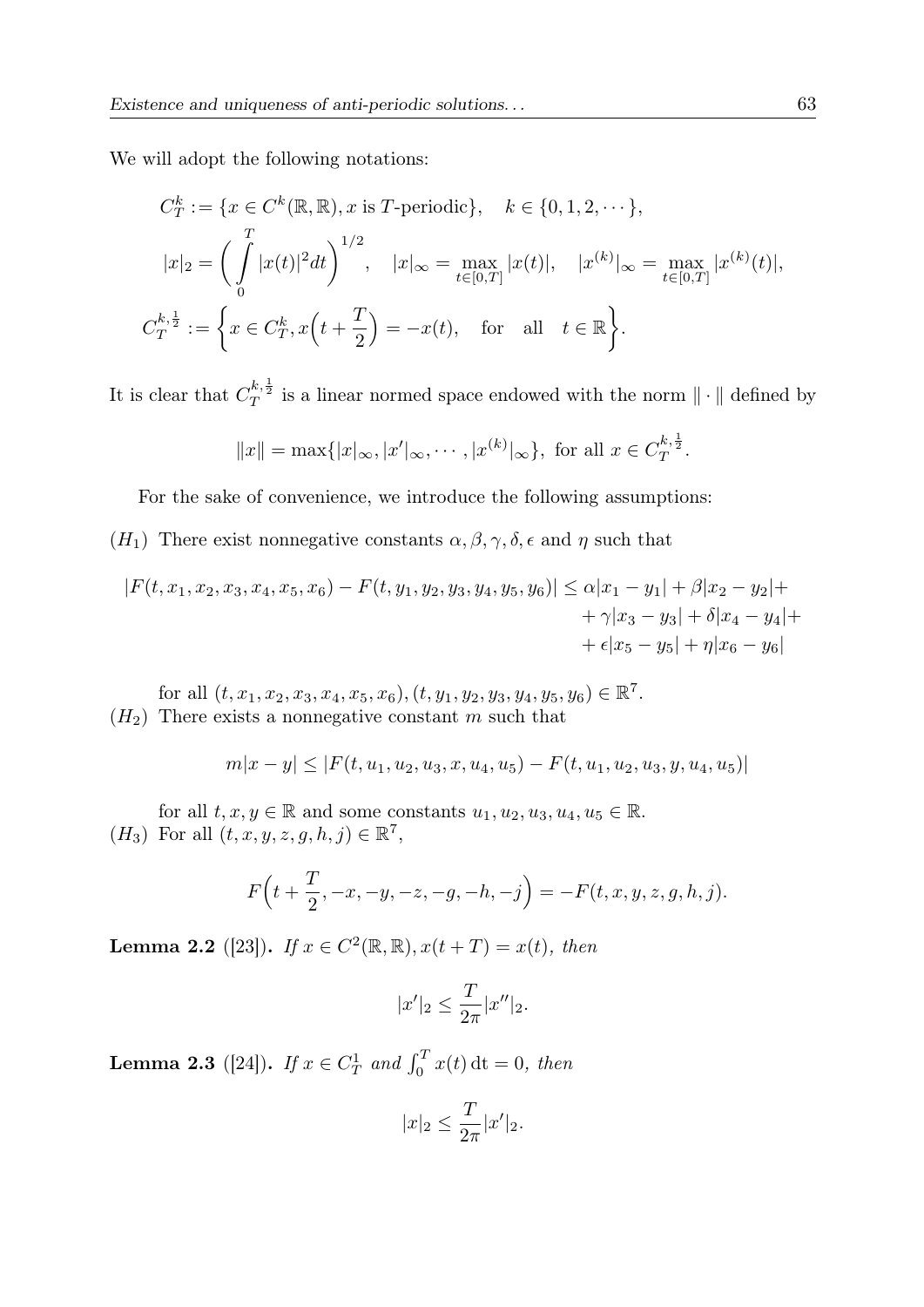We will adopt the following notations:

$$
\begin{aligned}
&C_T^k := \{x \in C^k(\mathbb{R},\mathbb{R}), x \text{ is } T\text{-periodic}\}, \quad k \in \{0,1,2,\cdots\},\\
&|x|_2 = \left(\int_0^T |x(t)|^2 dt\right)^{1/2}, \quad |x|_\infty = \max_{t\in[0,T]} |x(t)|, \quad |x^{(k)}|_\infty = \max_{t\in[0,T]} |x^{(k)}(t)|,\\
&C_T^{k,\frac{1}{2}} := \left\{x \in C_T^k, x\Big(t+\frac{T}{2}\Big) = -x(t), \quad \text{for} \quad \text{all} \quad t \in \mathbb{R}\right\}.
\end{aligned}
$$

It is clear that $C_T^{k,\frac{1}{2}}$ is a linear normed space endowed with the norm $\|\cdot\|$ defined by

$$
\|x\| = \max\{|x|_\infty, |x'|_\infty, \cdots, |x^{(k)}|_\infty\}, \text{ for all } x \in C_T^{k,\frac{1}{2}}.
$$

For the sake of convenience, we introduce the following assumptions:

$(H_1)$ There exist nonnegative constants $\alpha, \beta, \gamma, \delta, \epsilon$ and $\eta$ such that

$$
\begin{aligned}
|F(t,x_1,x_2,x_3,x_4,x_5,x_6) - F(t,y_1,y_2,y_3,y_4,y_5,y_6)| \le \alpha|x_1-y_1| + \beta|x_2-y_2| + \\
+ \gamma|x_3-y_3| + \delta|x_4-y_4| + \\
+ \epsilon|x_5-y_5| + \eta|x_6-y_6|
\end{aligned}
$$

for all $(t,x_1,x_2,x_3,x_4,x_5,x_6), (t,y_1,y_2,y_3,y_4,y_5,y_6) \in \mathbb{R}^7$.

$(H_2)$ There exists a nonnegative constant $m$ such that

$$
m|x-y| \le |F(t,u_1,u_2,u_3,x,u_4,u_5) - F(t,u_1,u_2,u_3,y,u_4,u_5)|
$$

for all $t,x,y \in \mathbb{R}$ and some constants $u_1,u_2,u_3,u_4,u_5 \in \mathbb{R}$.

$(H_3)$ For all $(t,x,y,z,g,h,j) \in \mathbb{R}^7$,

$$
F\Big(t+\frac{T}{2}, -x, -y, -z, -g, -h, -j\Big) = -F(t,x,y,z,g,h,j).
$$

**Lemma 2.2** ([23]). *If $x \in C^2(\mathbb{R},\mathbb{R}), x(t+T) = x(t)$, then*

$$
|x'|_2 \le \frac{T}{2\pi}|x''|_2.
$$

**Lemma 2.3** ([24]). *If $x \in C_T^1$ and $\int_0^T x(t)\,\mathrm{d}t = 0$, then*

$$
|x|_2 \le \frac{T}{2\pi}|x'|_2.
$$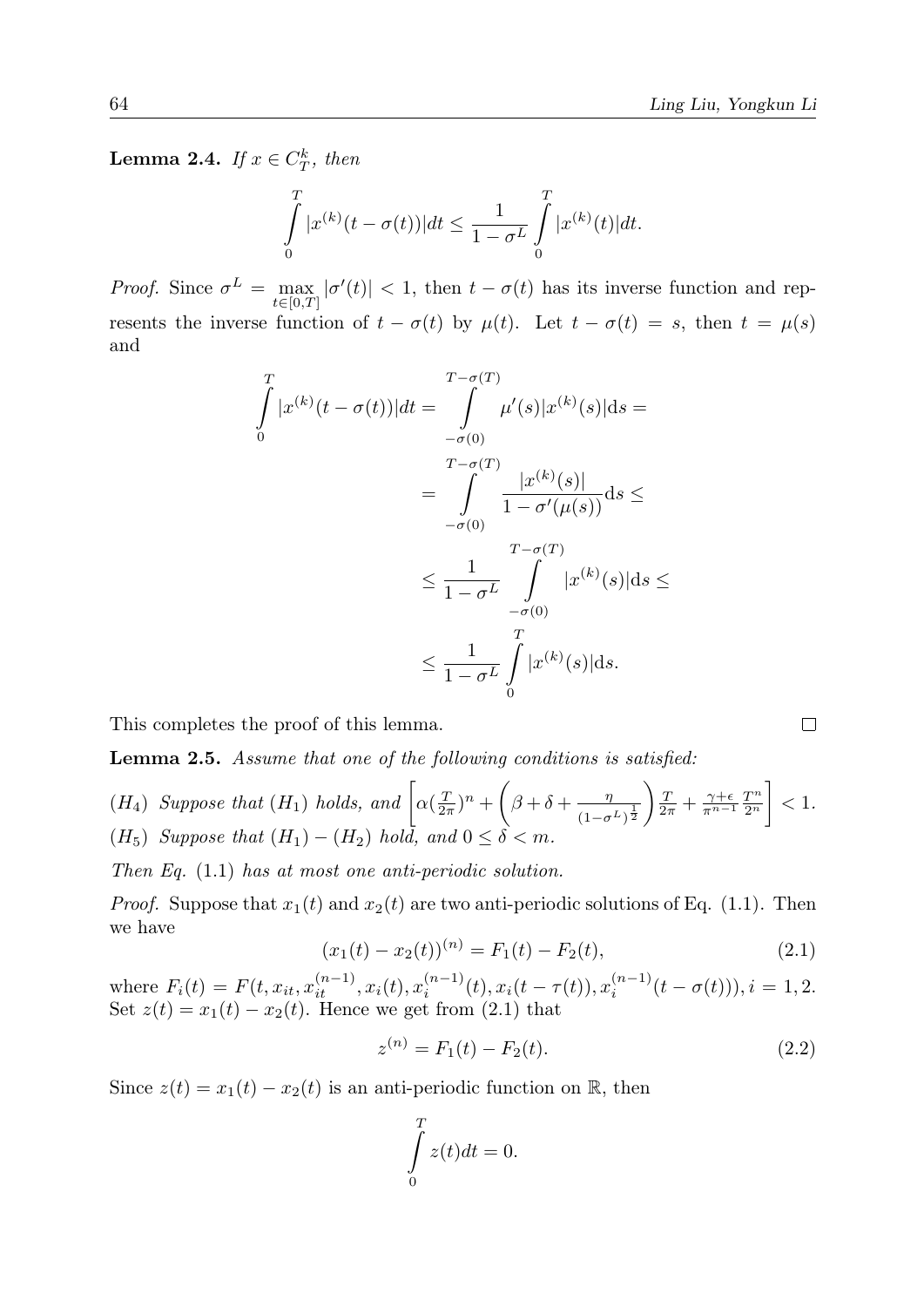**Lemma 2.4.** *If $x \in C_T^k$, then*

$$\int_0^T |x^{(k)}(t-\sigma(t))|dt \leq \frac{1}{1-\sigma^L}\int_0^T |x^{(k)}(t)|dt.$$

*Proof.* Since $\sigma^L = \max_{t\in[0,T]} |\sigma'(t)| < 1$, then $t - \sigma(t)$ has its inverse function and represents the inverse function of $t-\sigma(t)$ by $\mu(t)$. Let $t - \sigma(t) = s$, then $t = \mu(s)$ and

$$\begin{aligned}\int_0^T |x^{(k)}(t-\sigma(t))|dt &= \int_{-\sigma(0)}^{T-\sigma(T)} \mu'(s)|x^{(k)}(s)|\mathrm{d}s = \\ &= \int_{-\sigma(0)}^{T-\sigma(T)} \frac{|x^{(k)}(s)|}{1-\sigma'(\mu(s))}\mathrm{d}s \leq \\ &\leq \frac{1}{1-\sigma^L}\int_{-\sigma(0)}^{T-\sigma(T)} |x^{(k)}(s)|\mathrm{d}s \leq \\ &\leq \frac{1}{1-\sigma^L}\int_0^T |x^{(k)}(s)|\mathrm{d}s.\end{aligned}$$

This completes the proof of this lemma. $\square$

**Lemma 2.5.** *Assume that one of the following conditions is satisfied:*

$(H_4)$ *Suppose that $(H_1)$ holds, and* $\left[\alpha(\frac{T}{2\pi})^n + \left(\beta+\delta+\frac{\eta}{(1-\sigma^L)^{\frac{1}{2}}}\right)\frac{T}{2\pi} + \frac{\gamma+\epsilon}{\pi^{n-1}}\frac{T^n}{2^n}\right] < 1.$

$(H_5)$ *Suppose that $(H_1)-(H_2)$ hold, and $0 \leq \delta < m$.*

*Then Eq.* (1.1) *has at most one anti-periodic solution.*

*Proof.* Suppose that $x_1(t)$ and $x_2(t)$ are two anti-periodic solutions of Eq. (1.1). Then we have

$$(x_1(t) - x_2(t))^{(n)} = F_1(t) - F_2(t), \tag{2.1}$$

where $F_i(t) = F(t, x_{it}, x_{it}^{(n-1)}, x_i(t), x_i^{(n-1)}(t), x_i(t-\tau(t)), x_i^{(n-1)}(t-\sigma(t))), i = 1, 2.$ Set $z(t) = x_1(t) - x_2(t)$. Hence we get from (2.1) that

$$z^{(n)} = F_1(t) - F_2(t). \tag{2.2}$$

Since $z(t) = x_1(t) - x_2(t)$ is an anti-periodic function on $\mathbb{R}$, then

$$\int_0^T z(t)dt = 0.$$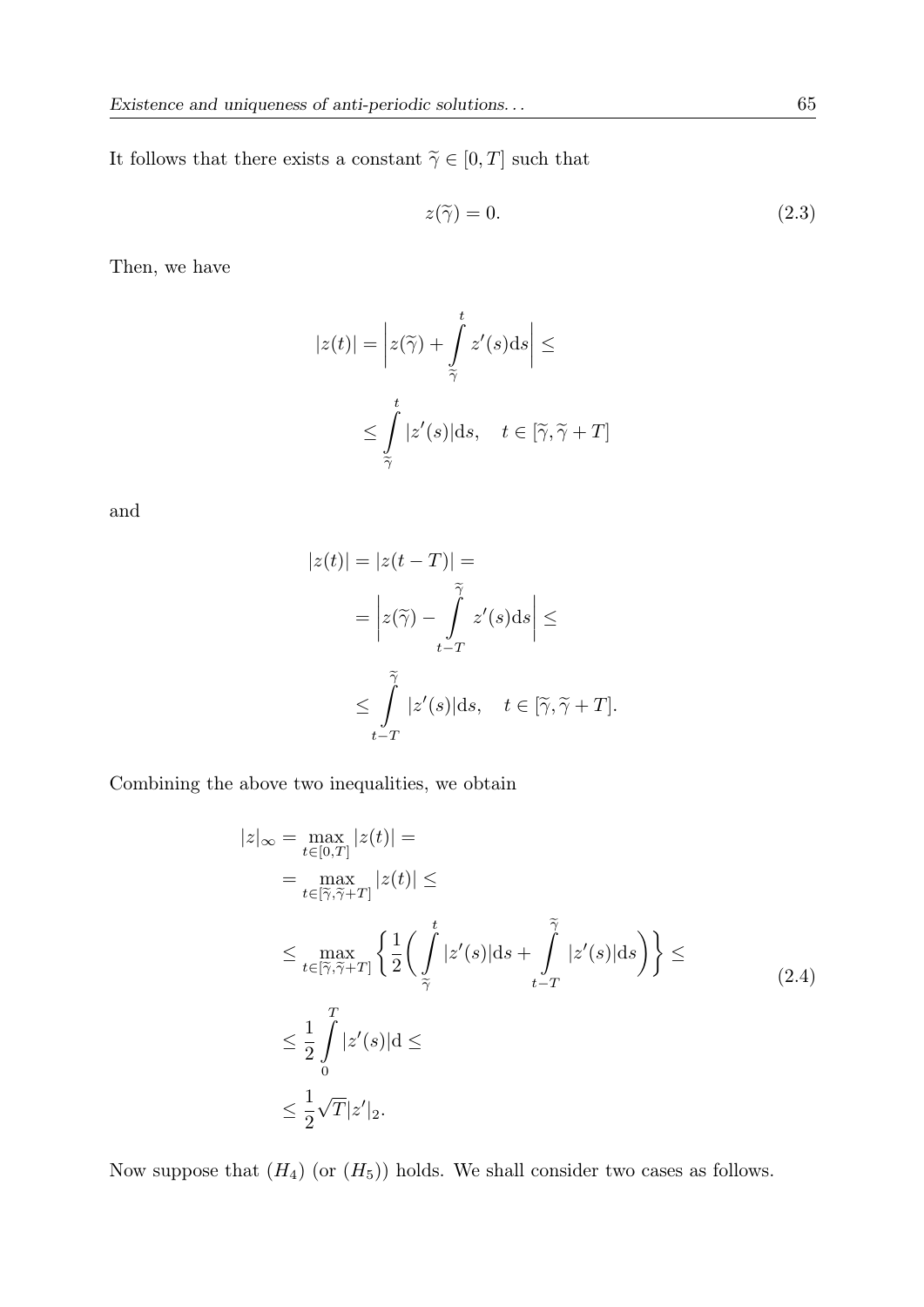It follows that there exists a constant $\widetilde{\gamma} \in [0, T]$ such that

$$z(\widetilde{\gamma}) = 0. \tag{2.3}$$

Then, we have

$$\begin{aligned}
|z(t)| &= \left| z(\widetilde{\gamma}) + \int_{\widetilde{\gamma}}^{t} z'(s)\mathrm{d}s \right| \leq \\
&\leq \int_{\widetilde{\gamma}}^{t} |z'(s)|\mathrm{d}s, \quad t \in [\widetilde{\gamma}, \widetilde{\gamma} + T]
\end{aligned}$$

and

$$\begin{aligned}
|z(t)| &= |z(t-T)| = \\
&= \left| z(\widetilde{\gamma}) - \int_{t-T}^{\widetilde{\gamma}} z'(s)\mathrm{d}s \right| \leq \\
&\leq \int_{t-T}^{\widetilde{\gamma}} |z'(s)|\mathrm{d}s, \quad t \in [\widetilde{\gamma}, \widetilde{\gamma} + T].
\end{aligned}$$

Combining the above two inequalities, we obtain

$$\begin{aligned}
|z|_\infty &= \max_{t \in [0,T]} |z(t)| = \\
&= \max_{t \in [\widetilde{\gamma}, \widetilde{\gamma}+T]} |z(t)| \leq \\
&\leq \max_{t \in [\widetilde{\gamma}, \widetilde{\gamma}+T]} \left\{ \frac{1}{2} \left( \int_{\widetilde{\gamma}}^{t} |z'(s)|\mathrm{d}s + \int_{t-T}^{\widetilde{\gamma}} |z'(s)|\mathrm{d}s \right) \right\} \leq \\
&\leq \frac{1}{2} \int_{0}^{T} |z'(s)|\mathrm{d} \leq \\
&\leq \frac{1}{2} \sqrt{T} |z'|_2.
\end{aligned} \tag{2.4}$$

Now suppose that $(H_4)$ (or $(H_5)$) holds. We shall consider two cases as follows.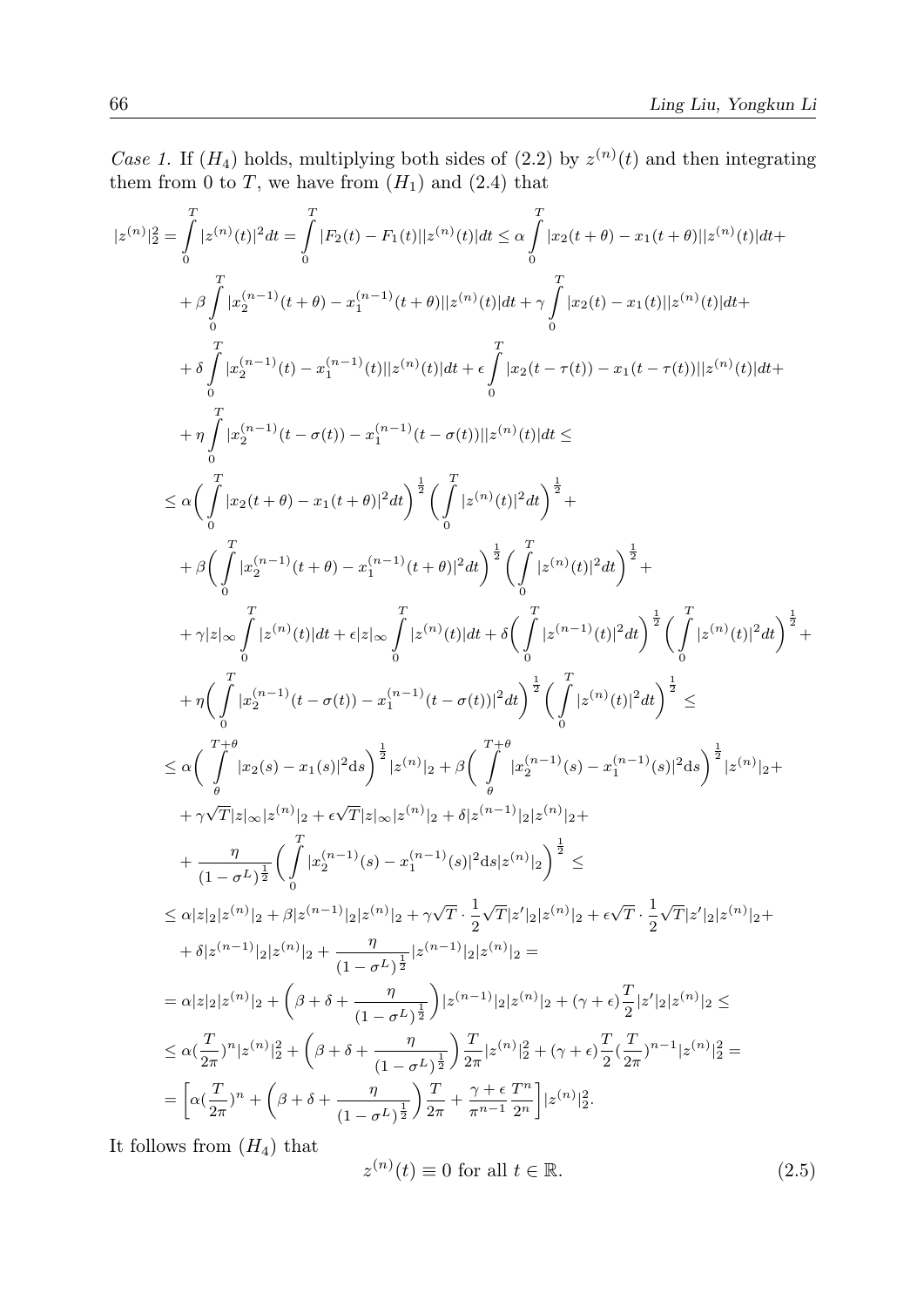*Case 1.* If $(H_4)$ holds, multiplying both sides of (2.2) by $z^{(n)}(t)$ and then integrating them from 0 to $T$, we have from $(H_1)$ and (2.4) that

$$
\begin{aligned}
|z^{(n)}|_2^2 &= \int_0^T |z^{(n)}(t)|^2 dt = \int_0^T |F_2(t) - F_1(t)||z^{(n)}(t)|dt \leq \alpha \int_0^T |x_2(t+\theta) - x_1(t+\theta)||z^{(n)}(t)|dt + \\
&+ \beta \int_0^T |x_2^{(n-1)}(t+\theta) - x_1^{(n-1)}(t+\theta)||z^{(n)}(t)|dt + \gamma \int_0^T |x_2(t) - x_1(t)||z^{(n)}(t)|dt + \\
&+ \delta \int_0^T |x_2^{(n-1)}(t) - x_1^{(n-1)}(t)||z^{(n)}(t)|dt + \epsilon \int_0^T |x_2(t-\tau(t)) - x_1(t-\tau(t))||z^{(n)}(t)|dt + \\
&+ \eta \int_0^T |x_2^{(n-1)}(t-\sigma(t)) - x_1^{(n-1)}(t-\sigma(t))||z^{(n)}(t)|dt \leq \\
&\leq \alpha \Big( \int_0^T |x_2(t+\theta) - x_1(t+\theta)|^2 dt \Big)^{\frac{1}{2}} \Big( \int_0^T |z^{(n)}(t)|^2 dt \Big)^{\frac{1}{2}} + \\
&+ \beta \Big( \int_0^T |x_2^{(n-1)}(t+\theta) - x_1^{(n-1)}(t+\theta)|^2 dt \Big)^{\frac{1}{2}} \Big( \int_0^T |z^{(n)}(t)|^2 dt \Big)^{\frac{1}{2}} + \\
&+ \gamma |z|_\infty \int_0^T |z^{(n)}(t)|dt + \epsilon |z|_\infty \int_0^T |z^{(n)}(t)|dt + \delta \Big( \int_0^T |z^{(n-1)}(t)|^2 dt \Big)^{\frac{1}{2}} \Big( \int_0^T |z^{(n)}(t)|^2 dt \Big)^{\frac{1}{2}} + \\
&+ \eta \Big( \int_0^T |x_2^{(n-1)}(t-\sigma(t)) - x_1^{(n-1)}(t-\sigma(t))|^2 dt \Big)^{\frac{1}{2}} \Big( \int_0^T |z^{(n)}(t)|^2 dt \Big)^{\frac{1}{2}} \leq \\
&\leq \alpha \Big( \int_\theta^{T+\theta} |x_2(s) - x_1(s)|^2 ds \Big)^{\frac{1}{2}} |z^{(n)}|_2 + \beta \Big( \int_\theta^{T+\theta} |x_2^{(n-1)}(s) - x_1^{(n-1)}(s)|^2 ds \Big)^{\frac{1}{2}} |z^{(n)}|_2 + \\
&+ \gamma \sqrt{T} |z|_\infty |z^{(n)}|_2 + \epsilon \sqrt{T} |z|_\infty |z^{(n)}|_2 + \delta |z^{(n-1)}|_2 |z^{(n)}|_2 + \\
&+ \frac{\eta}{(1-\sigma^L)^{\frac{1}{2}}} \Big( \int_0^T |x_2^{(n-1)}(s) - x_1^{(n-1)}(s)|^2 ds |z^{(n)}|_2 \Big)^{\frac{1}{2}} \leq \\
&\leq \alpha |z|_2 |z^{(n)}|_2 + \beta |z^{(n-1)}|_2 |z^{(n)}|_2 + \gamma \sqrt{T} \cdot \frac{1}{2} \sqrt{T} |z'|_2 |z^{(n)}|_2 + \epsilon \sqrt{T} \cdot \frac{1}{2} \sqrt{T} |z'|_2 |z^{(n)}|_2 + \\
&+ \delta |z^{(n-1)}|_2 |z^{(n)}|_2 + \frac{\eta}{(1-\sigma^L)^{\frac{1}{2}}} |z^{(n-1)}|_2 |z^{(n)}|_2 = \\
&= \alpha |z|_2 |z^{(n)}|_2 + \Big( \beta + \delta + \frac{\eta}{(1-\sigma^L)^{\frac{1}{2}}} \Big) |z^{(n-1)}|_2 |z^{(n)}|_2 + (\gamma + \epsilon) \frac{T}{2} |z'|_2 |z^{(n)}|_2 \leq \\
&\leq \alpha (\frac{T}{2\pi})^n |z^{(n)}|_2^2 + \Big( \beta + \delta + \frac{\eta}{(1-\sigma^L)^{\frac{1}{2}}} \Big) \frac{T}{2\pi} |z^{(n)}|_2^2 + (\gamma + \epsilon) \frac{T}{2} (\frac{T}{2\pi})^{n-1} |z^{(n)}|_2^2 = \\
&= \Big[ \alpha (\frac{T}{2\pi})^n + \Big( \beta + \delta + \frac{\eta}{(1-\sigma^L)^{\frac{1}{2}}} \Big) \frac{T}{2\pi} + \frac{\gamma + \epsilon}{\pi^{n-1}} \frac{T^n}{2^n} \Big] |z^{(n)}|_2^2.
\end{aligned}
$$

It follows from $(H_4)$ that

$$
z^{(n)}(t) \equiv 0 \text{ for all } t \in \mathbb{R}. \tag{2.5}
$$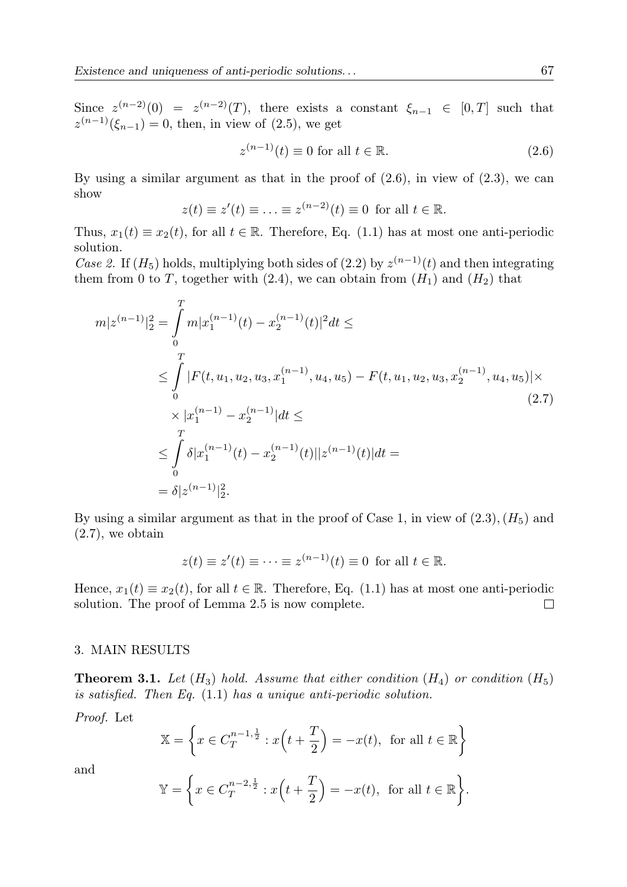Since $z^{(n-2)}(0) = z^{(n-2)}(T)$, there exists a constant $\xi_{n-1} \in [0,T]$ such that $z^{(n-1)}(\xi_{n-1}) = 0$, then, in view of (2.5), we get

$$z^{(n-1)}(t) \equiv 0 \text{ for all } t \in \mathbb{R}. \tag{2.6}$$

By using a similar argument as that in the proof of (2.6), in view of (2.3), we can show

$$z(t) \equiv z'(t) \equiv \ldots \equiv z^{(n-2)}(t) \equiv 0 \text{ for all } t \in \mathbb{R}.$$

Thus, $x_1(t) \equiv x_2(t)$, for all $t \in \mathbb{R}$. Therefore, Eq. (1.1) has at most one anti-periodic solution.

*Case 2.* If $(H_5)$ holds, multiplying both sides of (2.2) by $z^{(n-1)}(t)$ and then integrating them from 0 to $T$, together with (2.4), we can obtain from $(H_1)$ and $(H_2)$ that

$$\begin{aligned}
m|z^{(n-1)}|_2^2 &= \int_0^T m|x_1^{(n-1)}(t) - x_2^{(n-1)}(t)|^2 dt \leq \\
&\leq \int_0^T |F(t,u_1,u_2,u_3,x_1^{(n-1)},u_4,u_5) - F(t,u_1,u_2,u_3,x_2^{(n-1)},u_4,u_5)| \times \\
&\quad \times |x_1^{(n-1)} - x_2^{(n-1)}| dt \leq \\
&\leq \int_0^T \delta |x_1^{(n-1)}(t) - x_2^{(n-1)}(t)||z^{(n-1)}(t)| dt = \\
&= \delta |z^{(n-1)}|_2^2.
\end{aligned} \tag{2.7}$$

By using a similar argument as that in the proof of Case 1, in view of (2.3), $(H_5)$ and (2.7), we obtain

$$z(t) \equiv z'(t) \equiv \cdots \equiv z^{(n-1)}(t) \equiv 0 \text{ for all } t \in \mathbb{R}.$$

Hence, $x_1(t) \equiv x_2(t)$, for all $t \in \mathbb{R}$. Therefore, Eq. (1.1) has at most one anti-periodic solution. The proof of Lemma 2.5 is now complete. □

## 3. MAIN RESULTS

**Theorem 3.1.** *Let $(H_3)$ hold. Assume that either condition $(H_4)$ or condition $(H_5)$ is satisfied. Then Eq.* (1.1) *has a unique anti-periodic solution.*

*Proof.* Let

$$\mathbb{X} = \left\{ x \in C_T^{n-1,\frac{1}{2}} : x\Big(t + \frac{T}{2}\Big) = -x(t), \text{ for all } t \in \mathbb{R} \right\}$$

and

$$\mathbb{Y} = \left\{ x \in C_T^{n-2,\frac{1}{2}} : x\Big(t + \frac{T}{2}\Big) = -x(t), \text{ for all } t \in \mathbb{R} \right\}.$$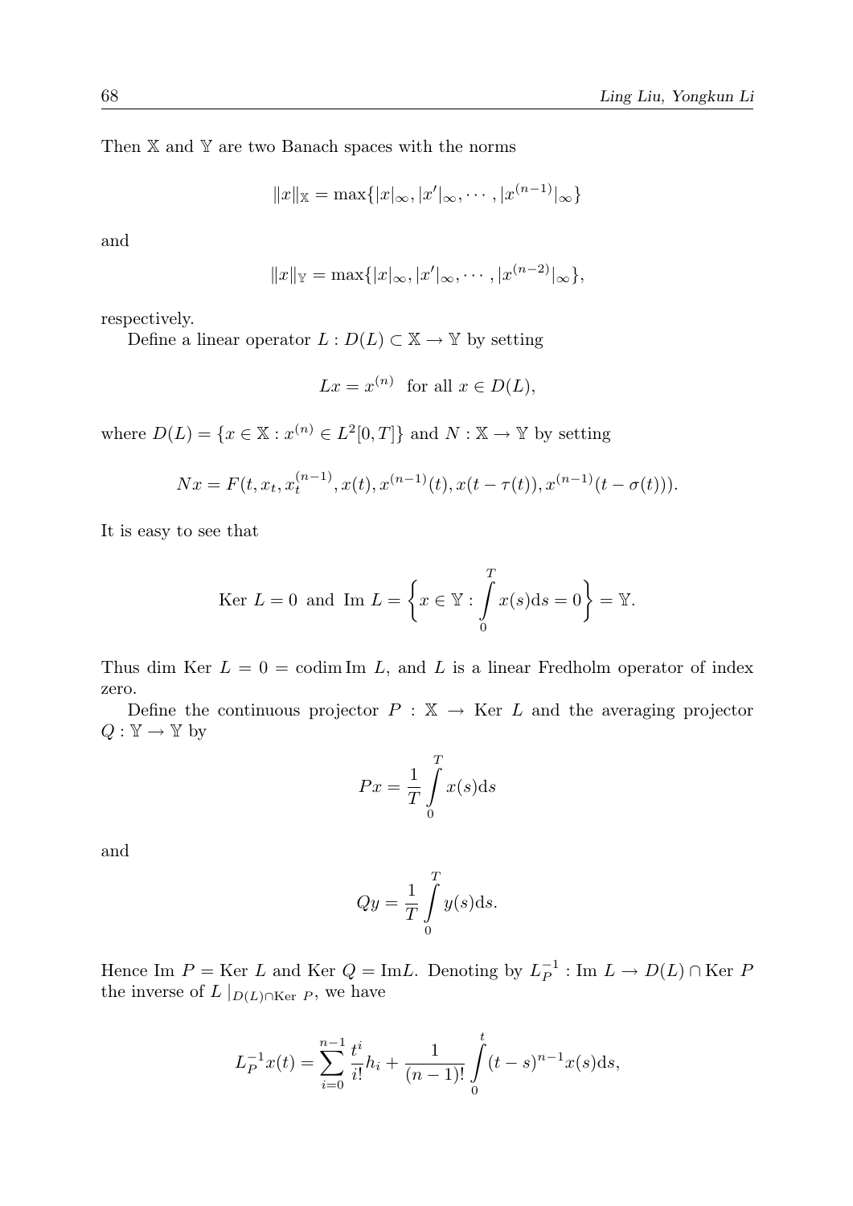Then $\mathbb{X}$ and $\mathbb{Y}$ are two Banach spaces with the norms

$$\|x\|_{\mathbb{X}} = \max\{|x|_\infty, |x'|_\infty, \cdots, |x^{(n-1)}|_\infty\}$$

and

$$\|x\|_{\mathbb{Y}} = \max\{|x|_\infty, |x'|_\infty, \cdots, |x^{(n-2)}|_\infty\},$$

respectively.

Define a linear operator $L : D(L) \subset \mathbb{X} \to \mathbb{Y}$ by setting

$$Lx = x^{(n)} \text{ for all } x \in D(L),$$

where $D(L) = \{x \in \mathbb{X} : x^{(n)} \in L^2[0,T]\}$ and $N : \mathbb{X} \to \mathbb{Y}$ by setting

$$Nx = F(t, x_t, x_t^{(n-1)}, x(t), x^{(n-1)}(t), x(t-\tau(t)), x^{(n-1)}(t-\sigma(t))).$$

It is easy to see that

$$\text{Ker } L = 0 \text{ and } \text{Im } L = \left\{x \in \mathbb{Y} : \int_0^T x(s)\mathrm{d}s = 0\right\} = \mathbb{Y}.$$

Thus dim Ker $L = 0 =$ codim Im $L$, and $L$ is a linear Fredholm operator of index zero.

Define the continuous projector $P : \mathbb{X} \to$ Ker $L$ and the averaging projector $Q : \mathbb{Y} \to \mathbb{Y}$ by

$$Px = \frac{1}{T}\int_0^T x(s)\mathrm{d}s$$

and

$$Qy = \frac{1}{T}\int_0^T y(s)\mathrm{d}s.$$

Hence Im $P =$ Ker $L$ and Ker $Q =$ Im$L$. Denoting by $L_P^{-1}$ : Im $L \to D(L) \cap$ Ker $P$ the inverse of $L\,|_{D(L)\cap \text{Ker } P}$, we have

$$L_P^{-1}x(t) = \sum_{i=0}^{n-1}\frac{t^i}{i!}h_i + \frac{1}{(n-1)!}\int_0^t (t-s)^{n-1}x(s)\mathrm{d}s,$$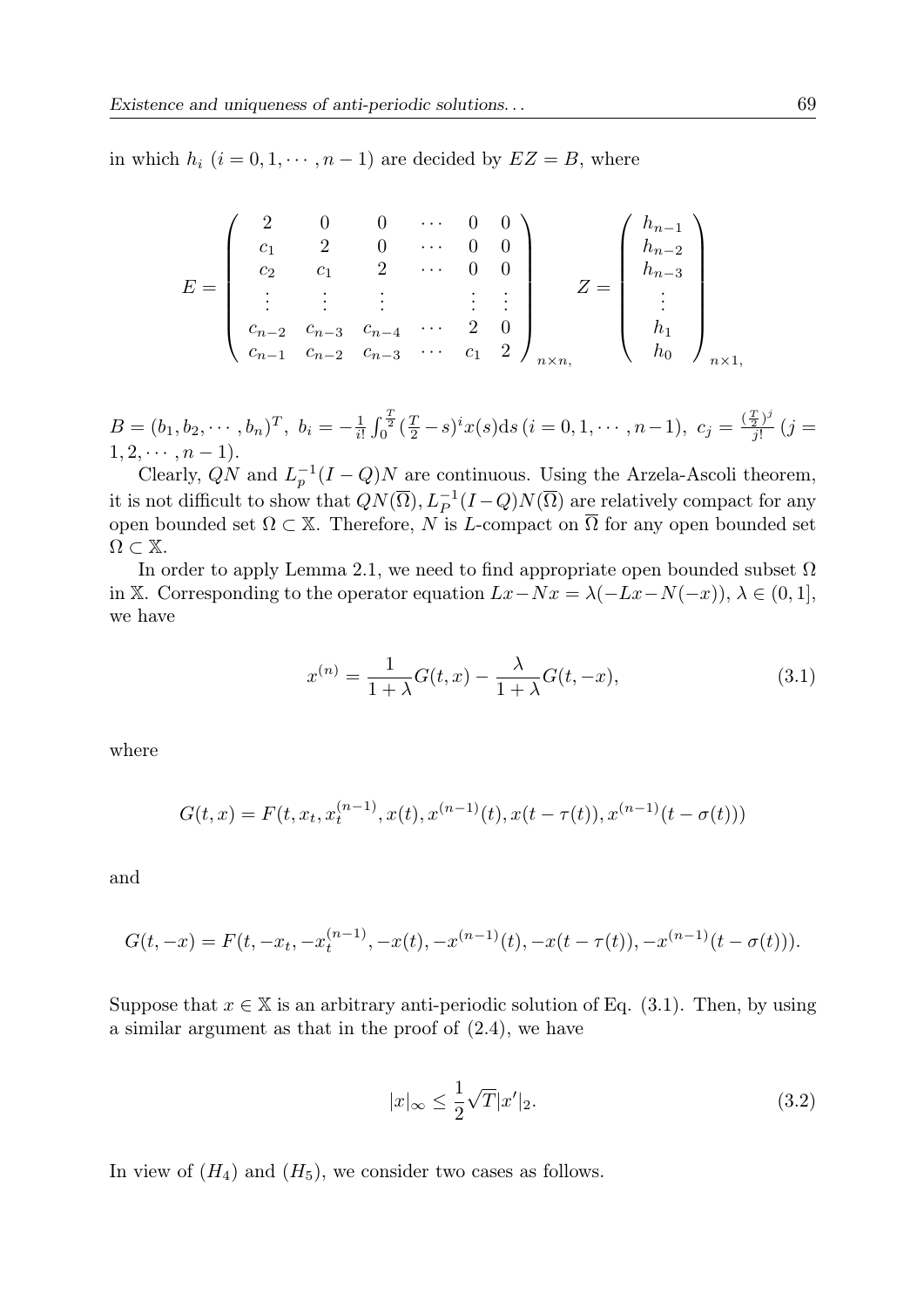in which $h_i$ $(i = 0, 1, \cdots, n-1)$ are decided by $EZ = B$, where

$$E = \begin{pmatrix} 2 & 0 & 0 & \cdots & 0 & 0 \\ c_1 & 2 & 0 & \cdots & 0 & 0 \\ c_2 & c_1 & 2 & \cdots & 0 & 0 \\ \vdots & \vdots & \vdots & & \vdots & \vdots \\ c_{n-2} & c_{n-3} & c_{n-4} & \cdots & 2 & 0 \\ c_{n-1} & c_{n-2} & c_{n-3} & \cdots & c_1 & 2 \end{pmatrix}_{n\times n,} \qquad Z = \begin{pmatrix} h_{n-1} \\ h_{n-2} \\ h_{n-3} \\ \vdots \\ h_1 \\ h_0 \end{pmatrix}_{n\times 1,}$$

$B = (b_1, b_2, \cdots, b_n)^T$, $b_i = -\frac{1}{i!}\int_0^{\frac{T}{2}}(\frac{T}{2} - s)^i x(s)\mathrm{d}s$ $(i = 0, 1, \cdots, n-1)$, $c_j = \frac{(\frac{T}{2})^j}{j!}$ $(j = 1, 2, \cdots, n-1)$.

Clearly, $QN$ and $L_p^{-1}(I-Q)N$ are continuous. Using the Arzela-Ascoli theorem, it is not difficult to show that $QN(\overline{\Omega}), L_P^{-1}(I-Q)N(\overline{\Omega})$ are relatively compact for any open bounded set $\Omega \subset \mathbb{X}$. Therefore, $N$ is $L$-compact on $\overline{\Omega}$ for any open bounded set $\Omega \subset \mathbb{X}$.

In order to apply Lemma 2.1, we need to find appropriate open bounded subset $\Omega$ in $\mathbb{X}$. Corresponding to the operator equation $Lx - Nx = \lambda(-Lx - N(-x))$, $\lambda \in (0, 1]$, we have

$$x^{(n)} = \frac{1}{1+\lambda}G(t, x) - \frac{\lambda}{1+\lambda}G(t, -x), \tag{3.1}$$

where

$$G(t, x) = F(t, x_t, x_t^{(n-1)}, x(t), x^{(n-1)}(t), x(t-\tau(t)), x^{(n-1)}(t-\sigma(t)))$$

and

$$G(t, -x) = F(t, -x_t, -x_t^{(n-1)}, -x(t), -x^{(n-1)}(t), -x(t-\tau(t)), -x^{(n-1)}(t-\sigma(t))).$$

Suppose that $x \in \mathbb{X}$ is an arbitrary anti-periodic solution of Eq. (3.1). Then, by using a similar argument as that in the proof of (2.4), we have

$$|x|_\infty \leq \frac{1}{2}\sqrt{T}|x'|_2. \tag{3.2}$$

In view of $(H_4)$ and $(H_5)$, we consider two cases as follows.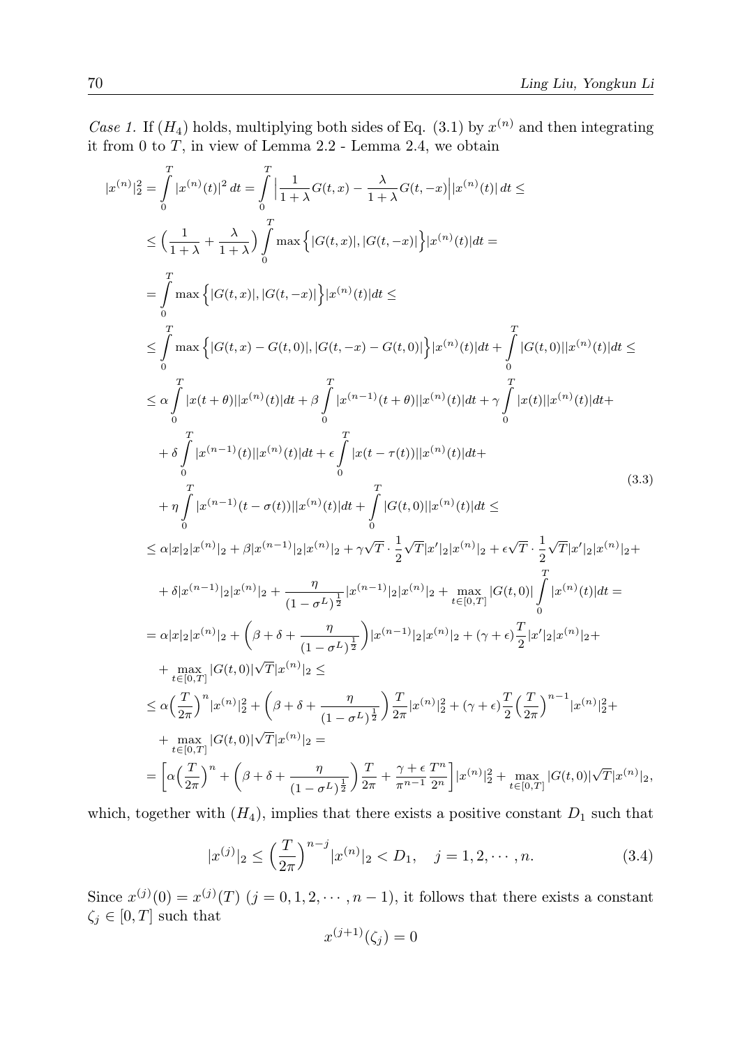*Case 1.* If $(H_4)$ holds, multiplying both sides of Eq. (3.1) by $x^{(n)}$ and then integrating it from 0 to $T$, in view of Lemma 2.2 - Lemma 2.4, we obtain

$$
\begin{aligned}
|x^{(n)}|_2^2 &= \int_0^T |x^{(n)}(t)|^2\, dt = \int_0^T \Big|\frac{1}{1+\lambda}G(t,x) - \frac{\lambda}{1+\lambda}G(t,-x)\Big||x^{(n)}(t)|\, dt \leq \\
&\leq \Big(\frac{1}{1+\lambda} + \frac{\lambda}{1+\lambda}\Big)\int_0^T \max\Big\{|G(t,x)|, |G(t,-x)|\Big\}|x^{(n)}(t)|dt = \\
&= \int_0^T \max\Big\{|G(t,x)|, |G(t,-x)|\Big\}|x^{(n)}(t)|dt \leq \\
&\leq \int_0^T \max\Big\{|G(t,x)-G(t,0)|, |G(t,-x)-G(t,0)|\Big\}|x^{(n)}(t)|dt + \int_0^T |G(t,0)||x^{(n)}(t)|dt \leq \\
&\leq \alpha\int_0^T |x(t+\theta)||x^{(n)}(t)|dt + \beta\int_0^T |x^{(n-1)}(t+\theta)||x^{(n)}(t)|dt + \gamma\int_0^T |x(t)||x^{(n)}(t)|dt + \\
&\quad + \delta\int_0^T |x^{(n-1)}(t)||x^{(n)}(t)|dt + \epsilon\int_0^T |x(t-\tau(t))||x^{(n)}(t)|dt + \\
&\quad + \eta\int_0^T |x^{(n-1)}(t-\sigma(t))||x^{(n)}(t)|dt + \int_0^T |G(t,0)||x^{(n)}(t)|dt \leq \\
&\leq \alpha|x|_2|x^{(n)}|_2 + \beta|x^{(n-1)}|_2|x^{(n)}|_2 + \gamma\sqrt{T}\cdot\frac{1}{2}\sqrt{T}|x'|_2|x^{(n)}|_2 + \epsilon\sqrt{T}\cdot\frac{1}{2}\sqrt{T}|x'|_2|x^{(n)}|_2 + \\
&\quad + \delta|x^{(n-1)}|_2|x^{(n)}|_2 + \frac{\eta}{(1-\sigma^L)^{\frac{1}{2}}}|x^{(n-1)}|_2|x^{(n)}|_2 + \max_{t\in[0,T]}|G(t,0)|\int_0^T |x^{(n)}(t)|dt = \\
&= \alpha|x|_2|x^{(n)}|_2 + \Big(\beta + \delta + \frac{\eta}{(1-\sigma^L)^{\frac{1}{2}}}\Big)|x^{(n-1)}|_2|x^{(n)}|_2 + (\gamma+\epsilon)\frac{T}{2}|x'|_2|x^{(n)}|_2 + \\
&\quad + \max_{t\in[0,T]}|G(t,0)|\sqrt{T}|x^{(n)}|_2 \leq \\
&\leq \alpha\Big(\frac{T}{2\pi}\Big)^n|x^{(n)}|_2^2 + \Big(\beta + \delta + \frac{\eta}{(1-\sigma^L)^{\frac{1}{2}}}\Big)\frac{T}{2\pi}|x^{(n)}|_2^2 + (\gamma+\epsilon)\frac{T}{2}\Big(\frac{T}{2\pi}\Big)^{n-1}|x^{(n)}|_2^2 + \\
&\quad + \max_{t\in[0,T]}|G(t,0)|\sqrt{T}|x^{(n)}|_2 = \\
&= \Big[\alpha\Big(\frac{T}{2\pi}\Big)^n + \Big(\beta + \delta + \frac{\eta}{(1-\sigma^L)^{\frac{1}{2}}}\Big)\frac{T}{2\pi} + \frac{\gamma+\epsilon}{\pi^{n-1}}\frac{T^n}{2^n}\Big]|x^{(n)}|_2^2 + \max_{t\in[0,T]}|G(t,0)|\sqrt{T}|x^{(n)}|_2,
\end{aligned}
\tag{3.3}
$$

which, together with $(H_4)$, implies that there exists a positive constant $D_1$ such that

$$
|x^{(j)}|_2 \leq \Big(\frac{T}{2\pi}\Big)^{n-j}|x^{(n)}|_2 < D_1, \quad j = 1, 2, \cdots, n. \tag{3.4}
$$

Since $x^{(j)}(0) = x^{(j)}(T)$ $(j = 0, 1, 2, \cdots, n-1)$, it follows that there exists a constant $\zeta_j \in [0, T]$ such that

$$
x^{(j+1)}(\zeta_j) = 0
$$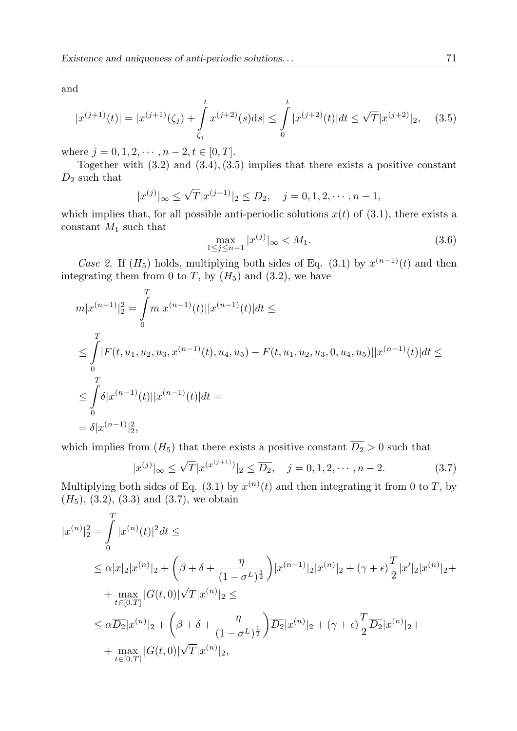and

$$|x^{(j+1)}(t)| = |x^{(j+1)}(\zeta_j) + \int_{\zeta_j}^{t} x^{(j+2)}(s)\mathrm{d}s| \leq \int_{0}^{t} |x^{(j+2)}(t)|dt \leq \sqrt{T}|x^{(j+2)}|_2, \quad (3.5)$$

where $j = 0, 1, 2, \cdots, n-2, t \in [0, T]$.

Together with (3.2) and (3.4), (3.5) implies that there exists a positive constant $D_2$ such that

$$|x^{(j)}|_\infty \leq \sqrt{T}|x^{(j+1)}|_2 \leq D_2, \quad j = 0, 1, 2, \cdots, n-1,$$

which implies that, for all possible anti-periodic solutions $x(t)$ of (3.1), there exists a constant $M_1$ such that

$$\max_{1\leq j\leq n-1} |x^{(j)}|_\infty < M_1. \quad (3.6)$$

*Case 2.* If $(H_5)$ holds, multiplying both sides of Eq. (3.1) by $x^{(n-1)}(t)$ and then integrating them from 0 to $T$, by $(H_5)$ and (3.2), we have

$$\begin{aligned}
m|x^{(n-1)}|_2^2 &= \int_0^T m|x^{(n-1)}(t)||x^{(n-1)}(t)|dt \leq \\
&\leq \int_0^T |F(t, u_1, u_2, u_3, x^{(n-1)}(t), u_4, u_5) - F(t, u_1, u_2, u_3, 0, u_4, u_5)||x^{(n-1)}(t)|dt \leq \\
&\leq \int_0^T \delta|x^{(n-1)}(t)||x^{(n-1)}(t)|dt = \\
&= \delta|x^{(n-1)}|_2^2,
\end{aligned}$$

which implies from $(H_5)$ that there exists a positive constant $\overline{D_2} > 0$ such that

$$|x^{(j)}|_\infty \leq \sqrt{T}|x^{(x^{(j+1)})}|_2 \leq \overline{D_2}, \quad j = 0, 1, 2, \cdots, n-2. \quad (3.7)$$

Multiplying both sides of Eq. (3.1) by $x^{(n)}(t)$ and then integrating it from 0 to $T$, by $(H_5)$, (3.2), (3.3) and (3.7), we obtain

$$\begin{aligned}
|x^{(n)}|_2^2 = \int_0^T |x^{(n)}(t)|^2 dt &\leq \\
&\leq \alpha|x|_2|x^{(n)}|_2 + \left(\beta + \delta + \frac{\eta}{(1-\sigma^L)^{\frac{1}{2}}}\right)|x^{(n-1)}|_2|x^{(n)}|_2 + (\gamma + \epsilon)\frac{T}{2}|x'|_2|x^{(n)}|_2 + \\
&+ \max_{t\in[0,T]} |G(t, 0)|\sqrt{T}|x^{(n)}|_2 \leq \\
&\leq \alpha\overline{D_2}|x^{(n)}|_2 + \left(\beta + \delta + \frac{\eta}{(1-\sigma^L)^{\frac{1}{2}}}\right)\overline{D_2}|x^{(n)}|_2 + (\gamma + \epsilon)\frac{T}{2}\overline{D_2}|x^{(n)}|_2 + \\
&+ \max_{t\in[0,T]} |G(t, 0)|\sqrt{T}|x^{(n)}|_2,
\end{aligned}$$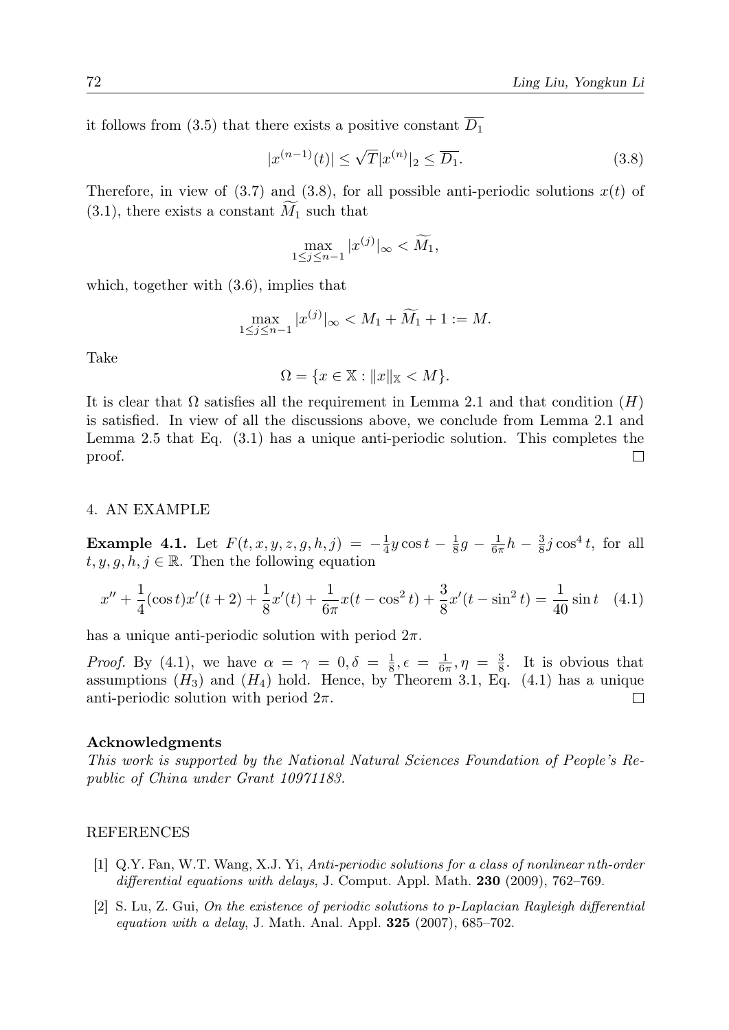it follows from (3.5) that there exists a positive constant $\overline{D_1}$

$$|x^{(n-1)}(t)| \leq \sqrt{T}|x^{(n)}|_2 \leq \overline{D_1}. \tag{3.8}$$

Therefore, in view of (3.7) and (3.8), for all possible anti-periodic solutions $x(t)$ of (3.1), there exists a constant $\widetilde{M_1}$ such that

$$\max_{1\leq j\leq n-1} |x^{(j)}|_\infty < \widetilde{M_1},$$

which, together with (3.6), implies that

$$\max_{1\leq j\leq n-1} |x^{(j)}|_\infty < M_1 + \widetilde{M_1} + 1 := M.$$

Take

$$\Omega = \{x \in \mathbb{X} : \|x\|_{\mathbb{X}} < M\}.$$

It is clear that $\Omega$ satisfies all the requirement in Lemma 2.1 and that condition $(H)$ is satisfied. In view of all the discussions above, we conclude from Lemma 2.1 and Lemma 2.5 that Eq. (3.1) has a unique anti-periodic solution. This completes the proof. □

## 4. AN EXAMPLE

**Example 4.1.** Let $F(t, x, y, z, g, h, j) = -\frac{1}{4}y\cos t - \frac{1}{8}g - \frac{1}{6\pi}h - \frac{3}{8}j\cos^4 t$, for all $t, y, g, h, j \in \mathbb{R}$. Then the following equation

$$x'' + \frac{1}{4}(\cos t)x'(t+2) + \frac{1}{8}x'(t) + \frac{1}{6\pi}x(t - \cos^2 t) + \frac{3}{8}x'(t - \sin^2 t) = \frac{1}{40}\sin t \tag{4.1}$$

has a unique anti-periodic solution with period $2\pi$.

*Proof.* By (4.1), we have $\alpha = \gamma = 0, \delta = \frac{1}{8}, \epsilon = \frac{1}{6\pi}, \eta = \frac{3}{8}$. It is obvious that assumptions $(H_3)$ and $(H_4)$ hold. Hence, by Theorem 3.1, Eq. (4.1) has a unique anti-periodic solution with period $2\pi$. □

### Acknowledgments

*This work is supported by the National Natural Sciences Foundation of People's Republic of China under Grant 10971183.*

## REFERENCES

[1] Q.Y. Fan, W.T. Wang, X.J. Yi, *Anti-periodic solutions for a class of nonlinear nth-order differential equations with delays*, J. Comput. Appl. Math. **230** (2009), 762–769.

[2] S. Lu, Z. Gui, *On the existence of periodic solutions to p-Laplacian Rayleigh differential equation with a delay*, J. Math. Anal. Appl. **325** (2007), 685–702.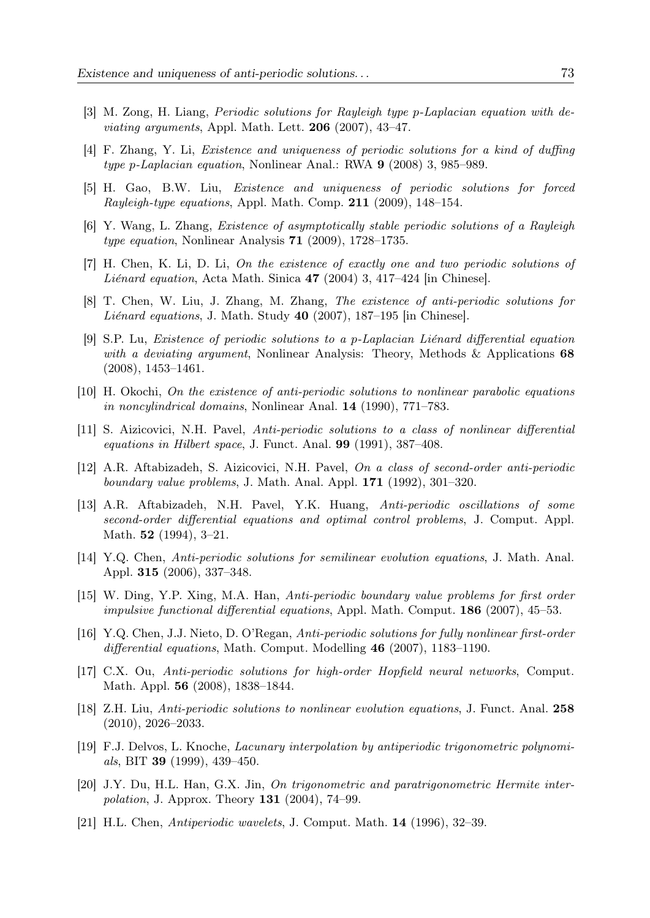[3] M. Zong, H. Liang, *Periodic solutions for Rayleigh type p-Laplacian equation with deviating arguments*, Appl. Math. Lett. **206** (2007), 43–47.

[4] F. Zhang, Y. Li, *Existence and uniqueness of periodic solutions for a kind of duffing type p-Laplacian equation*, Nonlinear Anal.: RWA **9** (2008) 3, 985–989.

[5] H. Gao, B.W. Liu, *Existence and uniqueness of periodic solutions for forced Rayleigh-type equations*, Appl. Math. Comp. **211** (2009), 148–154.

[6] Y. Wang, L. Zhang, *Existence of asymptotically stable periodic solutions of a Rayleigh type equation*, Nonlinear Analysis **71** (2009), 1728–1735.

[7] H. Chen, K. Li, D. Li, *On the existence of exactly one and two periodic solutions of Liénard equation*, Acta Math. Sinica **47** (2004) 3, 417–424 [in Chinese].

[8] T. Chen, W. Liu, J. Zhang, M. Zhang, *The existence of anti-periodic solutions for Liénard equations*, J. Math. Study **40** (2007), 187–195 [in Chinese].

[9] S.P. Lu, *Existence of periodic solutions to a p-Laplacian Liénard differential equation with a deviating argument*, Nonlinear Analysis: Theory, Methods & Applications **68** (2008), 1453–1461.

[10] H. Okochi, *On the existence of anti-periodic solutions to nonlinear parabolic equations in noncylindrical domains*, Nonlinear Anal. **14** (1990), 771–783.

[11] S. Aizicovici, N.H. Pavel, *Anti-periodic solutions to a class of nonlinear differential equations in Hilbert space*, J. Funct. Anal. **99** (1991), 387–408.

[12] A.R. Aftabizadeh, S. Aizicovici, N.H. Pavel, *On a class of second-order anti-periodic boundary value problems*, J. Math. Anal. Appl. **171** (1992), 301–320.

[13] A.R. Aftabizadeh, N.H. Pavel, Y.K. Huang, *Anti-periodic oscillations of some second-order differential equations and optimal control problems*, J. Comput. Appl. Math. **52** (1994), 3–21.

[14] Y.Q. Chen, *Anti-periodic solutions for semilinear evolution equations*, J. Math. Anal. Appl. **315** (2006), 337–348.

[15] W. Ding, Y.P. Xing, M.A. Han, *Anti-periodic boundary value problems for first order impulsive functional differential equations*, Appl. Math. Comput. **186** (2007), 45–53.

[16] Y.Q. Chen, J.J. Nieto, D. O'Regan, *Anti-periodic solutions for fully nonlinear first-order differential equations*, Math. Comput. Modelling **46** (2007), 1183–1190.

[17] C.X. Ou, *Anti-periodic solutions for high-order Hopfield neural networks*, Comput. Math. Appl. **56** (2008), 1838–1844.

[18] Z.H. Liu, *Anti-periodic solutions to nonlinear evolution equations*, J. Funct. Anal. **258** (2010), 2026–2033.

[19] F.J. Delvos, L. Knoche, *Lacunary interpolation by antiperiodic trigonometric polynomials*, BIT **39** (1999), 439–450.

[20] J.Y. Du, H.L. Han, G.X. Jin, *On trigonometric and paratrigonometric Hermite interpolation*, J. Approx. Theory **131** (2004), 74–99.

[21] H.L. Chen, *Antiperiodic wavelets*, J. Comput. Math. **14** (1996), 32–39.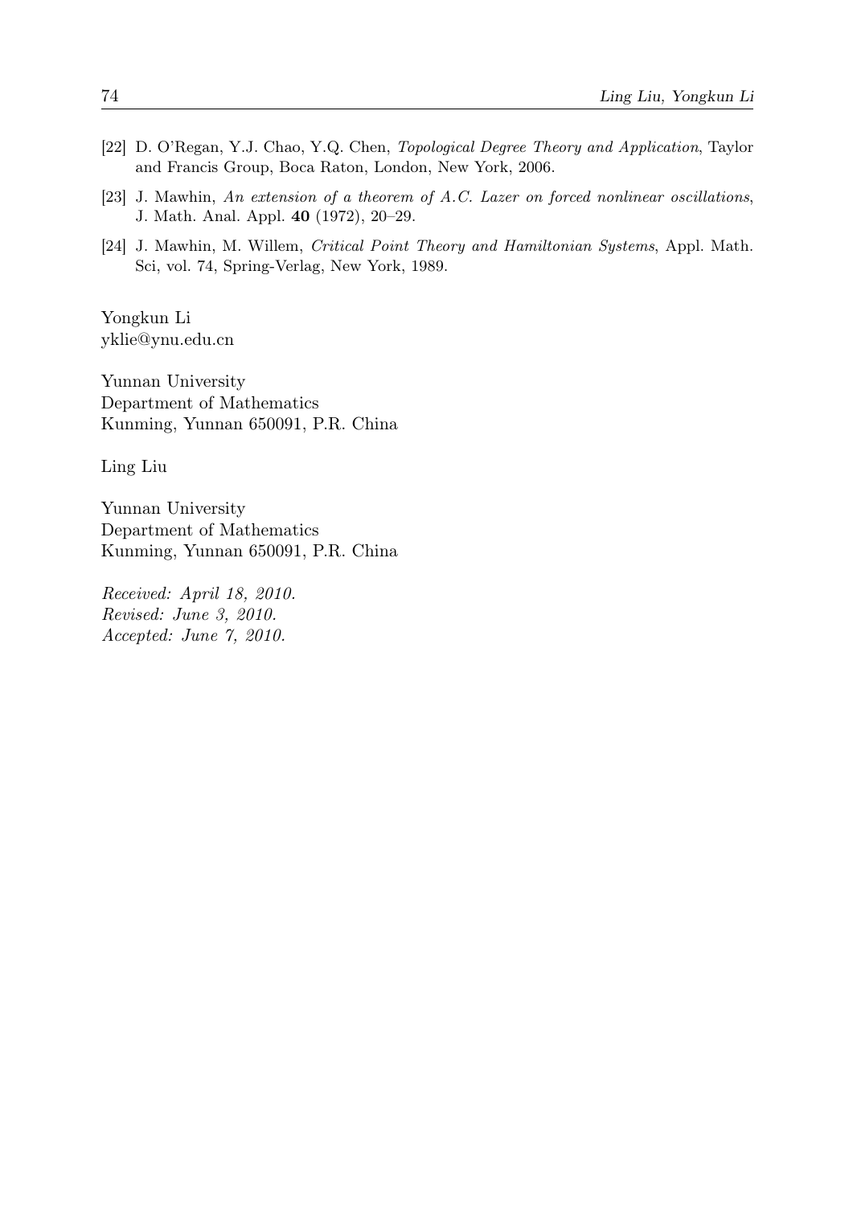[22] D. O'Regan, Y.J. Chao, Y.Q. Chen, *Topological Degree Theory and Application*, Taylor and Francis Group, Boca Raton, London, New York, 2006.

[23] J. Mawhin, *An extension of a theorem of A.C. Lazer on forced nonlinear oscillations*, J. Math. Anal. Appl. **40** (1972), 20–29.

[24] J. Mawhin, M. Willem, *Critical Point Theory and Hamiltonian Systems*, Appl. Math. Sci, vol. 74, Spring-Verlag, New York, 1989.

Yongkun Li
yklie@ynu.edu.cn

Yunnan University
Department of Mathematics
Kunming, Yunnan 650091, P.R. China

Ling Liu

Yunnan University
Department of Mathematics
Kunming, Yunnan 650091, P.R. China

*Received: April 18, 2010.*
*Revised: June 3, 2010.*
*Accepted: June 7, 2010.*